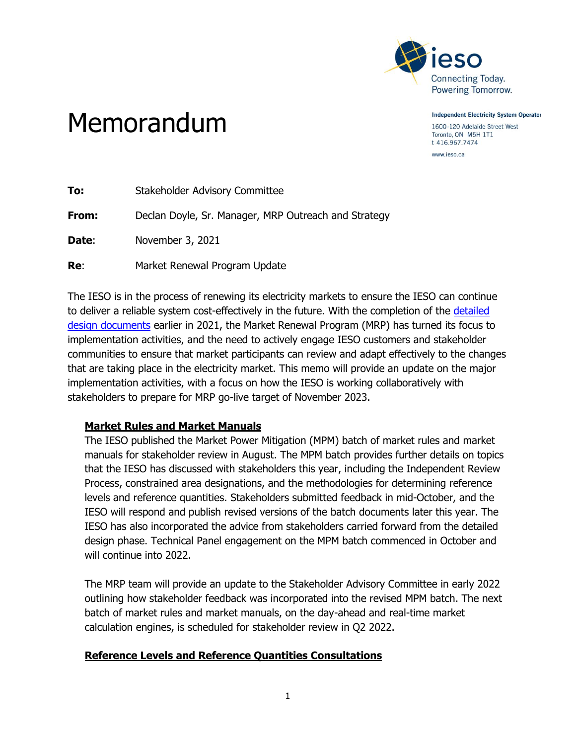Independent Electricity System Operator
1600-120 Adelaide Street West
Toronto, ON M5H 1T1
t 416.967.7474
www.ieso.ca

# Memorandum

**To:** Stakeholder Advisory Committee

**From:** Declan Doyle, Sr. Manager, MRP Outreach and Strategy

**Date:** November 3, 2021

**Re:** Market Renewal Program Update

The IESO is in the process of renewing its electricity markets to ensure the IESO can continue to deliver a reliable system cost-effectively in the future. With the completion of the detailed design documents earlier in 2021, the Market Renewal Program (MRP) has turned its focus to implementation activities, and the need to actively engage IESO customers and stakeholder communities to ensure that market participants can review and adapt effectively to the changes that are taking place in the electricity market. This memo will provide an update on the major implementation activities, with a focus on how the IESO is working collaboratively with stakeholders to prepare for MRP go-live target of November 2023.

## Market Rules and Market Manuals

The IESO published the Market Power Mitigation (MPM) batch of market rules and market manuals for stakeholder review in August. The MPM batch provides further details on topics that the IESO has discussed with stakeholders this year, including the Independent Review Process, constrained area designations, and the methodologies for determining reference levels and reference quantities. Stakeholders submitted feedback in mid-October, and the IESO will respond and publish revised versions of the batch documents later this year. The IESO has also incorporated the advice from stakeholders carried forward from the detailed design phase. Technical Panel engagement on the MPM batch commenced in October and will continue into 2022.

The MRP team will provide an update to the Stakeholder Advisory Committee in early 2022 outlining how stakeholder feedback was incorporated into the revised MPM batch. The next batch of market rules and market manuals, on the day-ahead and real-time market calculation engines, is scheduled for stakeholder review in Q2 2022.

## Reference Levels and Reference Quantities Consultations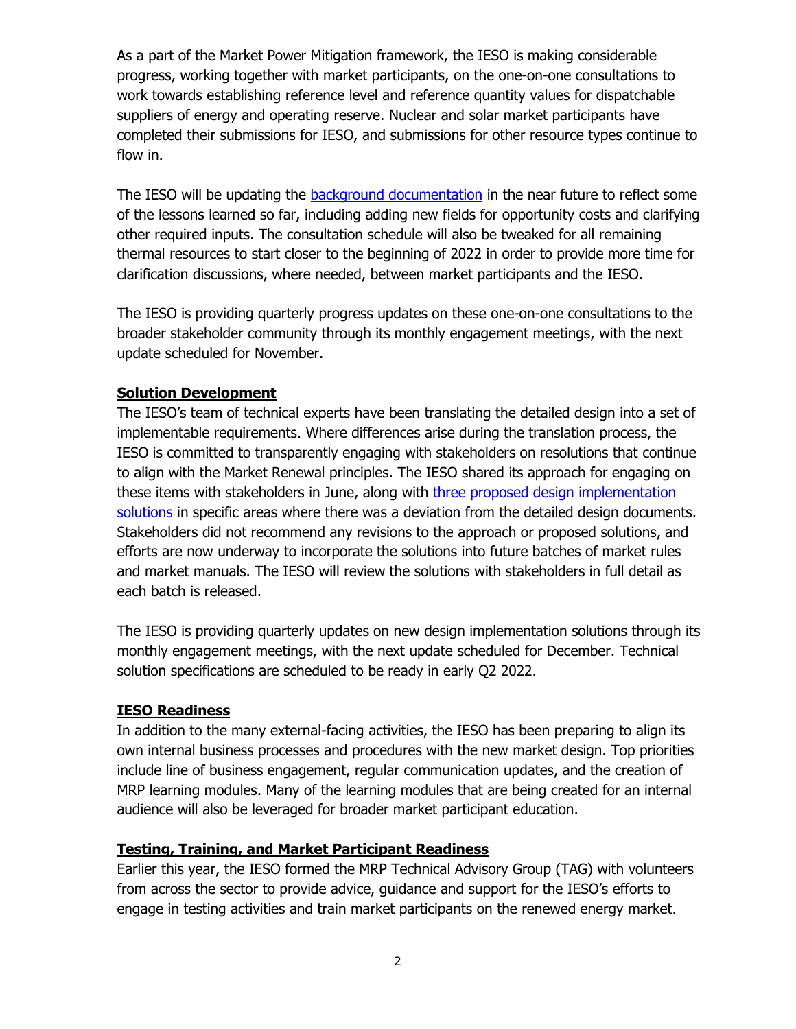As a part of the Market Power Mitigation framework, the IESO is making considerable progress, working together with market participants, on the one-on-one consultations to work towards establishing reference level and reference quantity values for dispatchable suppliers of energy and operating reserve. Nuclear and solar market participants have completed their submissions for IESO, and submissions for other resource types continue to flow in.

The IESO will be updating the background documentation in the near future to reflect some of the lessons learned so far, including adding new fields for opportunity costs and clarifying other required inputs. The consultation schedule will also be tweaked for all remaining thermal resources to start closer to the beginning of 2022 in order to provide more time for clarification discussions, where needed, between market participants and the IESO.

The IESO is providing quarterly progress updates on these one-on-one consultations to the broader stakeholder community through its monthly engagement meetings, with the next update scheduled for November.

**Solution Development**

The IESO's team of technical experts have been translating the detailed design into a set of implementable requirements. Where differences arise during the translation process, the IESO is committed to transparently engaging with stakeholders on resolutions that continue to align with the Market Renewal principles. The IESO shared its approach for engaging on these items with stakeholders in June, along with three proposed design implementation solutions in specific areas where there was a deviation from the detailed design documents. Stakeholders did not recommend any revisions to the approach or proposed solutions, and efforts are now underway to incorporate the solutions into future batches of market rules and market manuals. The IESO will review the solutions with stakeholders in full detail as each batch is released.

The IESO is providing quarterly updates on new design implementation solutions through its monthly engagement meetings, with the next update scheduled for December. Technical solution specifications are scheduled to be ready in early Q2 2022.

**IESO Readiness**

In addition to the many external-facing activities, the IESO has been preparing to align its own internal business processes and procedures with the new market design. Top priorities include line of business engagement, regular communication updates, and the creation of MRP learning modules. Many of the learning modules that are being created for an internal audience will also be leveraged for broader market participant education.

**Testing, Training, and Market Participant Readiness**

Earlier this year, the IESO formed the MRP Technical Advisory Group (TAG) with volunteers from across the sector to provide advice, guidance and support for the IESO's efforts to engage in testing activities and train market participants on the renewed energy market.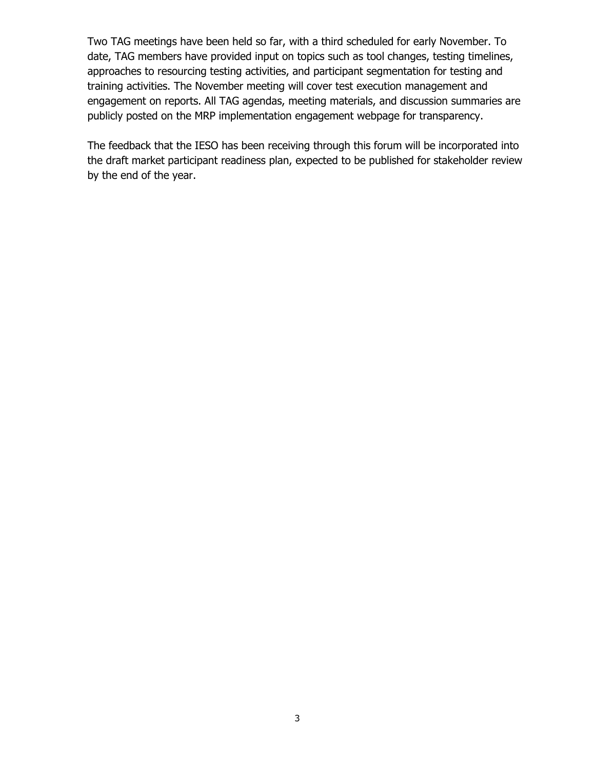Two TAG meetings have been held so far, with a third scheduled for early November. To date, TAG members have provided input on topics such as tool changes, testing timelines, approaches to resourcing testing activities, and participant segmentation for testing and training activities. The November meeting will cover test execution management and engagement on reports. All TAG agendas, meeting materials, and discussion summaries are publicly posted on the MRP implementation engagement webpage for transparency.

The feedback that the IESO has been receiving through this forum will be incorporated into the draft market participant readiness plan, expected to be published for stakeholder review by the end of the year.